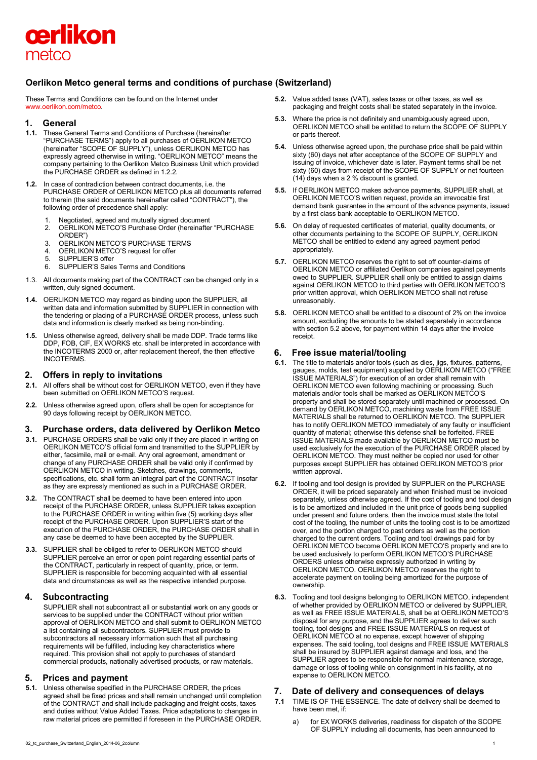# Oerlikon Metco general terms and conditions of purchase (Switzerland)

These Terms and Conditions can be found on the Internet under www.oerlikon.com/metco.

## 1. General

**1.1.** These General Terms and Conditions of Purchase (hereinafter "PURCHASE TERMS") apply to all purchases of OERLIKON METCO (hereinafter "SCOPE OF SUPPLY"), unless OERLIKON METCO has expressly agreed otherwise in writing. "OERLIKON METCO" means the company pertaining to the Oerlikon Metco Business Unit which provided the PURCHASE ORDER as defined in 1.2.2.

**1.2.** In case of contradiction between contract documents, i.e. the PURCHASE ORDER of OERLIKON METCO plus all documents referred to therein (hereinafter the said documents hereinafter called "CONTRACT"), the following order of precedence shall apply:

1. Negotiated, agreed and mutually signed document
2. OERLIKON METCO'S Purchase Order (hereinafter "PURCHASE ORDER")
3. OERLIKON METCO'S PURCHASE TERMS
4. OERLIKON METCO'S request for offer
5. SUPPLIER'S offer
6. SUPPLIER'S Sales Terms and Conditions

1.3. All documents making part of the CONTRACT can be changed only in a written, duly signed document.

**1.4.** OERLIKON METCO may regard as binding upon the SUPPLIER, all written data and information submitted by SUPPLIER in connection with the tendering or placing of a PURCHASE ORDER process, unless such data and information is clearly marked as being non-binding.

**1.5.** Unless otherwise agreed, delivery shall be made DDP. Trade terms like DDP, FOB, CIF, EX WORKS etc. shall be interpreted in accordance with the INCOTERMS 2000 or, after replacement thereof, the then effective INCOTERMS.

## 2. Offers in reply to invitations

**2.1.** All offers shall be without cost for OERLIKON METCO, even if they have been submitted on OERLIKON METCO'S request.

**2.2.** Unless otherwise agreed upon, offers shall be open for acceptance for 90 days following receipt by OERLIKON METCO.

## 3. Purchase orders, data delivered by Oerlikon Metco

**3.1.** PURCHASE ORDERS shall be valid only if they are placed in writing on OERLIKON METCO'S official form and transmitted to the SUPPLIER by either, facsimile, mail or e-mail. Any oral agreement, amendment or change of any PURCHASE ORDER shall be valid only if confirmed by OERLIKON METCO in writing. Sketches, drawings, comments, specifications, etc. shall form an integral part of the CONTRACT insofar as they are expressly mentioned as such in a PURCHASE ORDER.

**3.2.** The CONTRACT shall be deemed to have been entered into upon receipt of the PURCHASE ORDER, unless SUPPLIER takes exception to the PURCHASE ORDER in writing within five (5) working days after receipt of the PURCHASE ORDER. Upon SUPPLIER'S start of the execution of the PURCHASE ORDER, the PURCHASE ORDER shall in any case be deemed to have been accepted by the SUPPLIER.

**3.3.** SUPPLIER shall be obliged to refer to OERLIKON METCO should SUPPLIER perceive an error or open point regarding essential parts of the CONTRACT, particularly in respect of quantity, price, or term. SUPPLIER is responsible for becoming acquainted with all essential data and circumstances as well as the respective intended purpose.

## 4. Subcontracting

SUPPLIER shall not subcontract all or substantial work on any goods or services to be supplied under the CONTRACT without prior written approval of OERLIKON METCO and shall submit to OERLIKON METCO a list containing all subcontractors. SUPPLIER must provide to subcontractors all necessary information such that all purchasing requirements will be fulfilled, including key characteristics where required. This provision shall not apply to purchases of standard commercial products, nationally advertised products, or raw materials.

## 5. Prices and payment

**5.1.** Unless otherwise specified in the PURCHASE ORDER, the prices agreed shall be fixed prices and shall remain unchanged until completion of the CONTRACT and shall include packaging and freight costs, taxes and duties without Value Added Taxes. Price adaptations to changes in raw material prices are permitted if foreseen in the PURCHASE ORDER.

**5.2.** Value added taxes (VAT), sales taxes or other taxes, as well as packaging and freight costs shall be stated separately in the invoice.

**5.3.** Where the price is not definitely and unambiguously agreed upon, OERLIKON METCO shall be entitled to return the SCOPE OF SUPPLY or parts thereof.

**5.4.** Unless otherwise agreed upon, the purchase price shall be paid within sixty (60) days net after acceptance of the SCOPE OF SUPPLY and issuing of invoice, whichever date is later. Payment terms shall be net sixty (60) days from receipt of the SCOPE OF SUPPLY or net fourteen (14) days when a 2 % discount is granted.

**5.5.** If OERLIKON METCO makes advance payments, SUPPLIER shall, at OERLIKON METCO'S written request, provide an irrevocable first demand bank guarantee in the amount of the advance payments, issued by a first class bank acceptable to OERLIKON METCO.

**5.6.** On delay of requested certificates of material, quality documents, or other documents pertaining to the SCOPE OF SUPPLY, OERLIKON METCO shall be entitled to extend any agreed payment period appropriately.

**5.7.** OERLIKON METCO reserves the right to set off counter-claims of OERLIKON METCO or affiliated Oerlikon companies against payments owed to SUPPLIER. SUPPLIER shall only be entitled to assign claims against OERLIKON METCO to third parties with OERLIKON METCO'S prior written approval, which OERLIKON METCO shall not refuse unreasonably.

**5.8.** OERLIKON METCO shall be entitled to a discount of 2% on the invoice amount, excluding the amounts to be stated separately in accordance with section 5.2 above, for payment within 14 days after the invoice receipt.

## 6. Free issue material/tooling

**6.1.** The title to materials and/or tools (such as dies, jigs, fixtures, patterns, gauges, molds, test equipment) supplied by OERLIKON METCO ("FREE ISSUE MATERIALS") for execution of an order shall remain with OERLIKON METCO even following machining or processing. Such materials and/or tools shall be marked as OERLIKON METCO'S property and shall be stored separately until machined or processed. On demand by OERLIKON METCO, machining waste from FREE ISSUE MATERIALS shall be returned to OERLIKON METCO. The SUPPLIER has to notify OERLIKON METCO immediately of any faulty or insufficient quantity of material; otherwise this defense shall be forfeited. FREE ISSUE MATERIALS made available by OERLIKON METCO must be used exclusively for the execution of the PURCHASE ORDER placed by OERLIKON METCO. They must neither be copied nor used for other purposes except SUPPLIER has obtained OERLIKON METCO'S prior written approval.

**6.2.** If tooling and tool design is provided by SUPPLIER on the PURCHASE ORDER, it will be priced separately and when finished must be invoiced separately, unless otherwise agreed. If the cost of tooling and tool design is to be amortized and included in the unit price of goods being supplied under present and future orders, then the invoice must state the total cost of the tooling, the number of units the tooling cost is to be amortized over, and the portion charged to past orders as well as the portion charged to the current orders. Tooling and tool drawings paid for by OERLIKON METCO become OERLIKON METCO'S property and are to be used exclusively to perform OERLIKON METCO'S PURCHASE ORDERS unless otherwise expressly authorized in writing by OERLIKON METCO. OERLIKON METCO reserves the right to accelerate payment on tooling being amortized for the purpose of ownership.

**6.3.** Tooling and tool designs belonging to OERLIKON METCO, independent of whether provided by OERLIKON METCO or delivered by SUPPLIER, as well as FREE ISSUE MATERIALS, shall be at OERLIKON METCO'S disposal for any purpose, and the SUPPLIER agrees to deliver such tooling, tool designs and FREE ISSUE MATERIALS on request of OERLIKON METCO at no expense, except however of shipping expenses. The said tooling, tool designs and FREE ISSUE MATERIALS shall be insured by SUPPLIER against damage and loss, and the SUPPLIER agrees to be responsible for normal maintenance, storage, damage or loss of tooling while on consignment in his facility, at no expense to OERLIKON METCO.

## 7. Date of delivery and consequences of delays

**7.1** TIME IS OF THE ESSENCE. The date of delivery shall be deemed to have been met, if:

a) for EX WORKS deliveries, readiness for dispatch of the SCOPE OF SUPPLY including all documents, has been announced to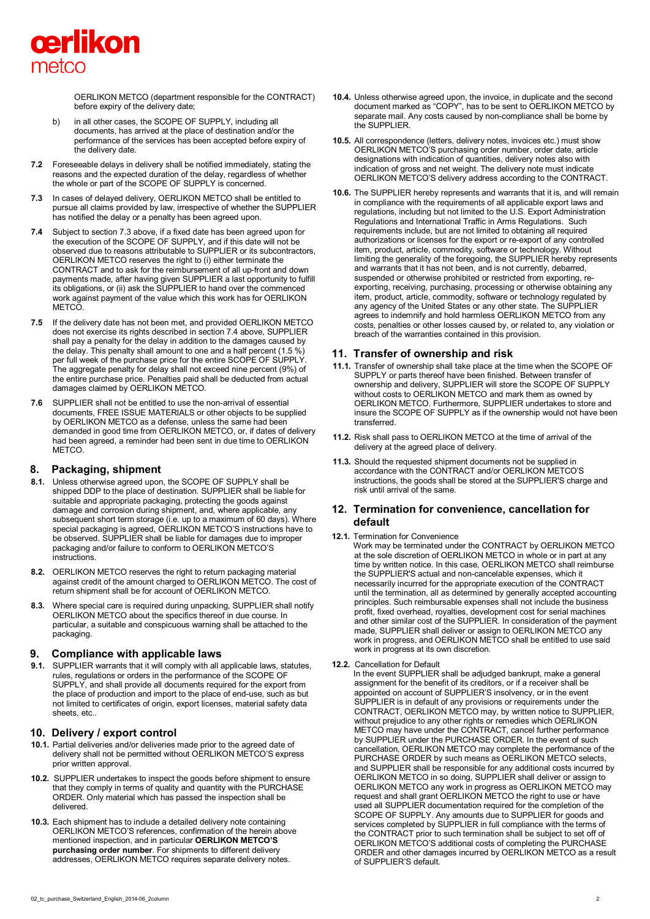OERLIKON METCO (department responsible for the CONTRACT) before expiry of the delivery date;

b) in all other cases, the SCOPE OF SUPPLY, including all documents, has arrived at the place of destination and/or the performance of the services has been accepted before expiry of the delivery date.

**7.2** Foreseeable delays in delivery shall be notified immediately, stating the reasons and the expected duration of the delay, regardless of whether the whole or part of the SCOPE OF SUPPLY is concerned.

**7.3** In cases of delayed delivery, OERLIKON METCO shall be entitled to pursue all claims provided by law, irrespective of whether the SUPPLIER has notified the delay or a penalty has been agreed upon.

**7.4** Subject to section 7.3 above, if a fixed date has been agreed upon for the execution of the SCOPE OF SUPPLY, and if this date will not be observed due to reasons attributable to SUPPLIER or its subcontractors, OERLIKON METCO reserves the right to (i) either terminate the CONTRACT and to ask for the reimbursement of all up-front and down payments made, after having given SUPPLIER a last opportunity to fulfill its obligations, or (ii) ask the SUPPLIER to hand over the commenced work against payment of the value which this work has for OERLIKON METCO.

**7.5** If the delivery date has not been met, and provided OERLIKON METCO does not exercise its rights described in section 7.4 above, SUPPLIER shall pay a penalty for the delay in addition to the damages caused by the delay. This penalty shall amount to one and a half percent (1.5 %) per full week of the purchase price for the entire SCOPE OF SUPPLY. The aggregate penalty for delay shall not exceed nine percent (9%) of the entire purchase price. Penalties paid shall be deducted from actual damages claimed by OERLIKON METCO.

**7.6** SUPPLIER shall not be entitled to use the non-arrival of essential documents, FREE ISSUE MATERIALS or other objects to be supplied by OERLIKON METCO as a defense, unless the same had been demanded in good time from OERLIKON METCO, or, if dates of delivery had been agreed, a reminder had been sent in due time to OERLIKON METCO.

## 8. Packaging, shipment

**8.1.** Unless otherwise agreed upon, the SCOPE OF SUPPLY shall be shipped DDP to the place of destination. SUPPLIER shall be liable for suitable and appropriate packaging, protecting the goods against damage and corrosion during shipment, and, where applicable, any subsequent short term storage (i.e. up to a maximum of 60 days). Where special packaging is agreed, OERLIKON METCO'S instructions have to be observed. SUPPLIER shall be liable for damages due to improper packaging and/or failure to conform to OERLIKON METCO'S instructions.

**8.2.** OERLIKON METCO reserves the right to return packaging material against credit of the amount charged to OERLIKON METCO. The cost of return shipment shall be for account of OERLIKON METCO.

**8.3.** Where special care is required during unpacking, SUPPLIER shall notify OERLIKON METCO about the specifics thereof in due course. In particular, a suitable and conspicuous warning shall be attached to the packaging.

## 9. Compliance with applicable laws

**9.1.** SUPPLIER warrants that it will comply with all applicable laws, statutes, rules, regulations or orders in the performance of the SCOPE OF SUPPLY, and shall provide all documents required for the export from the place of production and import to the place of end-use, such as but not limited to certificates of origin, export licenses, material safety data sheets, etc..

## 10. Delivery / export control

**10.1.** Partial deliveries and/or deliveries made prior to the agreed date of delivery shall not be permitted without OERLIKON METCO'S express prior written approval.

**10.2.** SUPPLIER undertakes to inspect the goods before shipment to ensure that they comply in terms of quality and quantity with the PURCHASE ORDER. Only material which has passed the inspection shall be delivered.

**10.3.** Each shipment has to include a detailed delivery note containing OERLIKON METCO'S references, confirmation of the herein above mentioned inspection, and in particular **OERLIKON METCO'S purchasing order number**. For shipments to different delivery addresses, OERLIKON METCO requires separate delivery notes.

**10.4.** Unless otherwise agreed upon, the invoice, in duplicate and the second document marked as "COPY", has to be sent to OERLIKON METCO by separate mail. Any costs caused by non-compliance shall be borne by the SUPPLIER.

**10.5.** All correspondence (letters, delivery notes, invoices etc.) must show OERLIKON METCO'S purchasing order number, order date, article designations with indication of quantities, delivery notes also with indication of gross and net weight. The delivery note must indicate OERLIKON METCO'S delivery address according to the CONTRACT.

**10.6.** The SUPPLIER hereby represents and warrants that it is, and will remain in compliance with the requirements of all applicable export laws and regulations, including but not limited to the U.S. Export Administration Regulations and International Traffic in Arms Regulations. Such requirements include, but are not limited to obtaining all required authorizations or licenses for the export or re-export of any controlled item, product, article, commodity, software or technology. Without limiting the generality of the foregoing, the SUPPLIER hereby represents and warrants that it has not been, and is not currently, debarred, suspended or otherwise prohibited or restricted from exporting, re-exporting, receiving, purchasing, processing or otherwise obtaining any item, product, article, commodity, software or technology regulated by any agency of the United States or any other state. The SUPPLIER agrees to indemnify and hold harmless OERLIKON METCO from any costs, penalties or other losses caused by, or related to, any violation or breach of the warranties contained in this provision.

## 11. Transfer of ownership and risk

**11.1.** Transfer of ownership shall take place at the time when the SCOPE OF SUPPLY or parts thereof have been finished. Between transfer of ownership and delivery, SUPPLIER will store the SCOPE OF SUPPLY without costs to OERLIKON METCO and mark them as owned by OERLIKON METCO. Furthermore, SUPPLIER undertakes to store and insure the SCOPE OF SUPPLY as if the ownership would not have been transferred.

**11.2.** Risk shall pass to OERLIKON METCO at the time of arrival of the delivery at the agreed place of delivery.

**11.3.** Should the requested shipment documents not be supplied in accordance with the CONTRACT and/or OERLIKON METCO'S instructions, the goods shall be stored at the SUPPLIER'S charge and risk until arrival of the same.

## 12. Termination for convenience, cancellation for default

**12.1.** Termination for Convenience
Work may be terminated under the CONTRACT by OERLIKON METCO at the sole discretion of OERLIKON METCO in whole or in part at any time by written notice. In this case, OERLIKON METCO shall reimburse the SUPPLIER'S actual and non-cancelable expenses, which it necessarily incurred for the appropriate execution of the CONTRACT until the termination, all as determined by generally accepted accounting principles. Such reimbursable expenses shall not include the business profit, fixed overhead, royalties, development cost for serial machines and other similar cost of the SUPPLIER. In consideration of the payment made, SUPPLIER shall deliver or assign to OERLIKON METCO any work in progress, and OERLIKON METCO shall be entitled to use said work in progress at its own discretion.

**12.2.** Cancellation for Default
In the event SUPPLIER shall be adjudged bankrupt, make a general assignment for the benefit of its creditors, or if a receiver shall be appointed on account of SUPPLIER'S insolvency, or in the event SUPPLIER is in default of any provisions or requirements under the CONTRACT, OERLIKON METCO may, by written notice to SUPPLIER, without prejudice to any other rights or remedies which OERLIKON METCO may have under the CONTRACT, cancel further performance by SUPPLIER under the PURCHASE ORDER. In the event of such cancellation, OERLIKON METCO may complete the performance of the PURCHASE ORDER by such means as OERLIKON METCO selects, and SUPPLIER shall be responsible for any additional costs incurred by OERLIKON METCO in so doing, SUPPLIER shall deliver or assign to OERLIKON METCO any work in progress as OERLIKON METCO may request and shall grant OERLIKON METCO the right to use or have used all SUPPLIER documentation required for the completion of the SCOPE OF SUPPLY. Any amounts due to SUPPLIER for goods and services completed by SUPPLIER in full compliance with the terms of the CONTRACT prior to such termination shall be subject to set off of OERLIKON METCO'S additional costs of completing the PURCHASE ORDER and other damages incurred by OERLIKON METCO as a result of SUPPLIER'S default.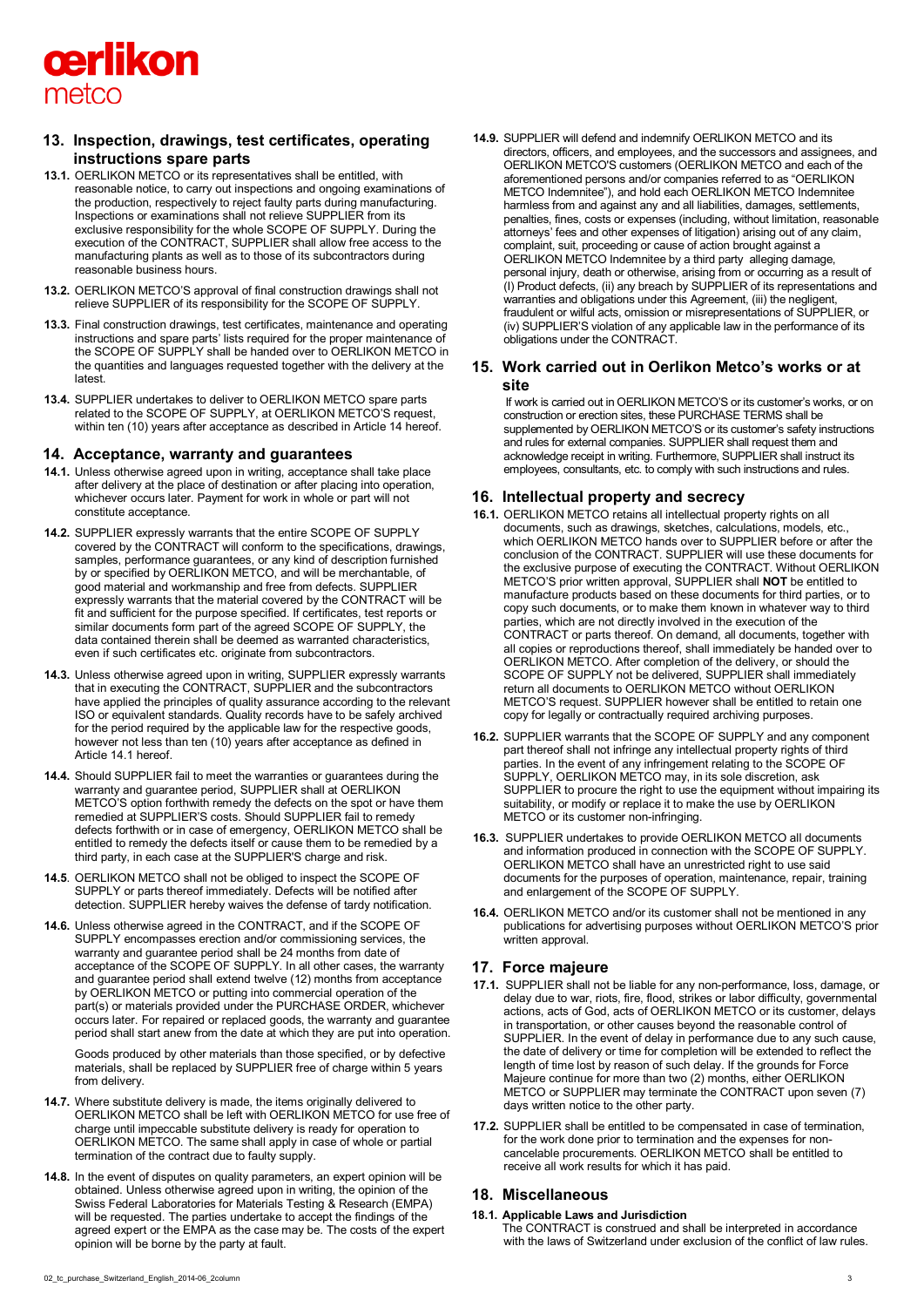## 13. Inspection, drawings, test certificates, operating instructions spare parts

**13.1.** OERLIKON METCO or its representatives shall be entitled, with reasonable notice, to carry out inspections and ongoing examinations of the production, respectively to reject faulty parts during manufacturing. Inspections or examinations shall not relieve SUPPLIER from its exclusive responsibility for the whole SCOPE OF SUPPLY. During the execution of the CONTRACT, SUPPLIER shall allow free access to the manufacturing plants as well as to those of its subcontractors during reasonable business hours.

**13.2.** OERLIKON METCO'S approval of final construction drawings shall not relieve SUPPLIER of its responsibility for the SCOPE OF SUPPLY.

**13.3.** Final construction drawings, test certificates, maintenance and operating instructions and spare parts' lists required for the proper maintenance of the SCOPE OF SUPPLY shall be handed over to OERLIKON METCO in the quantities and languages requested together with the delivery at the latest.

**13.4.** SUPPLIER undertakes to deliver to OERLIKON METCO spare parts related to the SCOPE OF SUPPLY, at OERLIKON METCO'S request, within ten (10) years after acceptance as described in Article 14 hereof.

## 14. Acceptance, warranty and guarantees

**14.1.** Unless otherwise agreed upon in writing, acceptance shall take place after delivery at the place of destination or after placing into operation, whichever occurs later. Payment for work in whole or part will not constitute acceptance.

**14.2.** SUPPLIER expressly warrants that the entire SCOPE OF SUPPLY covered by the CONTRACT will conform to the specifications, drawings, samples, performance guarantees, or any kind of description furnished by or specified by OERLIKON METCO, and will be merchantable, of good material and workmanship and free from defects. SUPPLIER expressly warrants that the material covered by the CONTRACT will be fit and sufficient for the purpose specified. If certificates, test reports or similar documents form part of the agreed SCOPE OF SUPPLY, the data contained therein shall be deemed as warranted characteristics, even if such certificates etc. originate from subcontractors.

**14.3.** Unless otherwise agreed upon in writing, SUPPLIER expressly warrants that in executing the CONTRACT, SUPPLIER and the subcontractors have applied the principles of quality assurance according to the relevant ISO or equivalent standards. Quality records have to be safely archived for the period required by the applicable law for the respective goods, however not less than ten (10) years after acceptance as defined in Article 14.1 hereof.

**14.4.** Should SUPPLIER fail to meet the warranties or guarantees during the warranty and guarantee period, SUPPLIER shall at OERLIKON METCO'S option forthwith remedy the defects on the spot or have them remedied at SUPPLIER'S costs. Should SUPPLIER fail to remedy defects forthwith or in case of emergency, OERLIKON METCO shall be entitled to remedy the defects itself or cause them to be remedied by a third party, in each case at the SUPPLIER'S charge and risk.

**14.5**. OERLIKON METCO shall not be obliged to inspect the SCOPE OF SUPPLY or parts thereof immediately. Defects will be notified after detection. SUPPLIER hereby waives the defense of tardy notification.

**14.6.** Unless otherwise agreed in the CONTRACT, and if the SCOPE OF SUPPLY encompasses erection and/or commissioning services, the warranty and guarantee period shall be 24 months from date of acceptance of the SCOPE OF SUPPLY. In all other cases, the warranty and guarantee period shall extend twelve (12) months from acceptance by OERLIKON METCO or putting into commercial operation of the part(s) or materials provided under the PURCHASE ORDER, whichever occurs later. For repaired or replaced goods, the warranty and guarantee period shall start anew from the date at which they are put into operation.

Goods produced by other materials than those specified, or by defective materials, shall be replaced by SUPPLIER free of charge within 5 years from delivery.

**14.7.** Where substitute delivery is made, the items originally delivered to OERLIKON METCO shall be left with OERLIKON METCO for use free of charge until impeccable substitute delivery is ready for operation to OERLIKON METCO. The same shall apply in case of whole or partial termination of the contract due to faulty supply.

**14.8.** In the event of disputes on quality parameters, an expert opinion will be obtained. Unless otherwise agreed upon in writing, the opinion of the Swiss Federal Laboratories for Materials Testing & Research (EMPA) will be requested. The parties undertake to accept the findings of the agreed expert or the EMPA as the case may be. The costs of the expert opinion will be borne by the party at fault.

**14.9.** SUPPLIER will defend and indemnify OERLIKON METCO and its directors, officers, and employees, and the successors and assignees, and OERLIKON METCO'S customers (OERLIKON METCO and each of the aforementioned persons and/or companies referred to as "OERLIKON METCO Indemnitee"), and hold each OERLIKON METCO Indemnitee harmless from and against any and all liabilities, damages, settlements, penalties, fines, costs or expenses (including, without limitation, reasonable attorneys' fees and other expenses of litigation) arising out of any claim, complaint, suit, proceeding or cause of action brought against a OERLIKON METCO Indemnitee by a third party alleging damage, personal injury, death or otherwise, arising from or occurring as a result of (I) Product defects, (ii) any breach by SUPPLIER of its representations and warranties and obligations under this Agreement, (iii) the negligent, fraudulent or wilful acts, omission or misrepresentations of SUPPLIER, or (iv) SUPPLIER'S violation of any applicable law in the performance of its obligations under the CONTRACT.

## 15. Work carried out in Oerlikon Metco's works or at site

If work is carried out in OERLIKON METCO'S or its customer's works, or on construction or erection sites, these PURCHASE TERMS shall be supplemented by OERLIKON METCO'S or its customer's safety instructions and rules for external companies. SUPPLIER shall request them and acknowledge receipt in writing. Furthermore, SUPPLIER shall instruct its employees, consultants, etc. to comply with such instructions and rules.

## 16. Intellectual property and secrecy

**16.1.** OERLIKON METCO retains all intellectual property rights on all documents, such as drawings, sketches, calculations, models, etc., which OERLIKON METCO hands over to SUPPLIER before or after the conclusion of the CONTRACT. SUPPLIER will use these documents for the exclusive purpose of executing the CONTRACT. Without OERLIKON METCO'S prior written approval, SUPPLIER shall **NOT** be entitled to manufacture products based on these documents for third parties, or to copy such documents, or to make them known in whatever way to third parties, which are not directly involved in the execution of the CONTRACT or parts thereof. On demand, all documents, together with all copies or reproductions thereof, shall immediately be handed over to OERLIKON METCO. After completion of the delivery, or should the SCOPE OF SUPPLY not be delivered, SUPPLIER shall immediately return all documents to OERLIKON METCO without OERLIKON METCO'S request. SUPPLIER however shall be entitled to retain one copy for legally or contractually required archiving purposes.

**16.2.** SUPPLIER warrants that the SCOPE OF SUPPLY and any component part thereof shall not infringe any intellectual property rights of third parties. In the event of any infringement relating to the SCOPE OF SUPPLY, OERLIKON METCO may, in its sole discretion, ask SUPPLIER to procure the right to use the equipment without impairing its suitability, or modify or replace it to make the use by OERLIKON METCO or its customer non-infringing.

**16.3.** SUPPLIER undertakes to provide OERLIKON METCO all documents and information produced in connection with the SCOPE OF SUPPLY. OERLIKON METCO shall have an unrestricted right to use said documents for the purposes of operation, maintenance, repair, training and enlargement of the SCOPE OF SUPPLY.

**16.4.** OERLIKON METCO and/or its customer shall not be mentioned in any publications for advertising purposes without OERLIKON METCO'S prior written approval.

## 17. Force majeure

**17.1.** SUPPLIER shall not be liable for any non-performance, loss, damage, or delay due to war, riots, fire, flood, strikes or labor difficulty, governmental actions, acts of God, acts of OERLIKON METCO or its customer, delays in transportation, or other causes beyond the reasonable control of SUPPLIER. In the event of delay in performance due to any such cause, the date of delivery or time for completion will be extended to reflect the length of time lost by reason of such delay. If the grounds for Force Majeure continue for more than two (2) months, either OERLIKON METCO or SUPPLIER may terminate the CONTRACT upon seven (7) days written notice to the other party.

**17.2.** SUPPLIER shall be entitled to be compensated in case of termination, for the work done prior to termination and the expenses for non-cancelable procurements. OERLIKON METCO shall be entitled to receive all work results for which it has paid.

## 18. Miscellaneous

**18.1. Applicable Laws and Jurisdiction**

The CONTRACT is construed and shall be interpreted in accordance with the laws of Switzerland under exclusion of the conflict of law rules.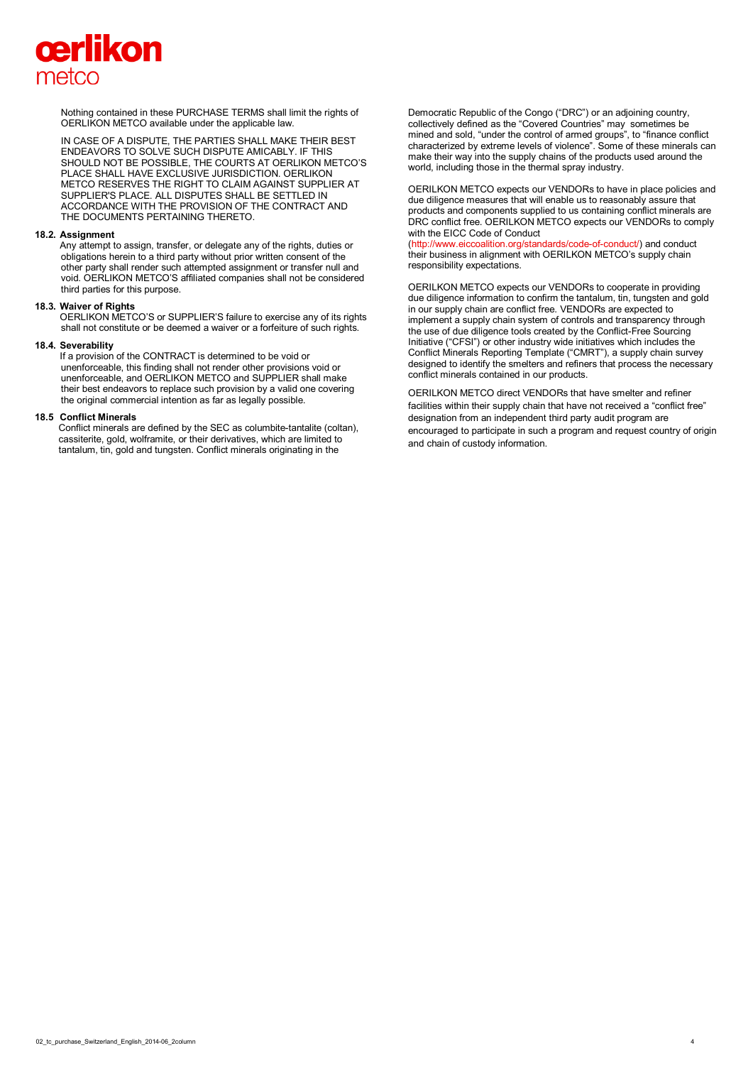Nothing contained in these PURCHASE TERMS shall limit the rights of OERLIKON METCO available under the applicable law.

IN CASE OF A DISPUTE, THE PARTIES SHALL MAKE THEIR BEST ENDEAVORS TO SOLVE SUCH DISPUTE AMICABLY. IF THIS SHOULD NOT BE POSSIBLE, THE COURTS AT OERLIKON METCO'S PLACE SHALL HAVE EXCLUSIVE JURISDICTION. OERLIKON METCO RESERVES THE RIGHT TO CLAIM AGAINST SUPPLIER AT SUPPLIER'S PLACE. ALL DISPUTES SHALL BE SETTLED IN ACCORDANCE WITH THE PROVISION OF THE CONTRACT AND THE DOCUMENTS PERTAINING THERETO.

**18.2. Assignment**

Any attempt to assign, transfer, or delegate any of the rights, duties or obligations herein to a third party without prior written consent of the other party shall render such attempted assignment or transfer null and void. OERLIKON METCO'S affiliated companies shall not be considered third parties for this purpose.

**18.3. Waiver of Rights**

OERLIKON METCO'S or SUPPLIER'S failure to exercise any of its rights shall not constitute or be deemed a waiver or a forfeiture of such rights.

**18.4. Severability**

If a provision of the CONTRACT is determined to be void or unenforceable, this finding shall not render other provisions void or unenforceable, and OERLIKON METCO and SUPPLIER shall make their best endeavors to replace such provision by a valid one covering the original commercial intention as far as legally possible.

**18.5 Conflict Minerals**

Conflict minerals are defined by the SEC as columbite-tantalite (coltan), cassiterite, gold, wolframite, or their derivatives, which are limited to tantalum, tin, gold and tungsten. Conflict minerals originating in the Democratic Republic of the Congo ("DRC") or an adjoining country, collectively defined as the "Covered Countries" may sometimes be mined and sold, "under the control of armed groups", to "finance conflict characterized by extreme levels of violence". Some of these minerals can make their way into the supply chains of the products used around the world, including those in the thermal spray industry.

OERILKON METCO expects our VENDORs to have in place policies and due diligence measures that will enable us to reasonably assure that products and components supplied to us containing conflict minerals are DRC conflict free. OERILKON METCO expects our VENDORs to comply with the EICC Code of Conduct (http://www.eiccoalition.org/standards/code-of-conduct/) and conduct their business in alignment with OERILKON METCO's supply chain responsibility expectations.

OERILKON METCO expects our VENDORs to cooperate in providing due diligence information to confirm the tantalum, tin, tungsten and gold in our supply chain are conflict free. VENDORs are expected to implement a supply chain system of controls and transparency through the use of due diligence tools created by the Conflict-Free Sourcing Initiative ("CFSI") or other industry wide initiatives which includes the Conflict Minerals Reporting Template ("CMRT"), a supply chain survey designed to identify the smelters and refiners that process the necessary conflict minerals contained in our products.

OERILKON METCO direct VENDORs that have smelter and refiner facilities within their supply chain that have not received a "conflict free" designation from an independent third party audit program are encouraged to participate in such a program and request country of origin and chain of custody information.